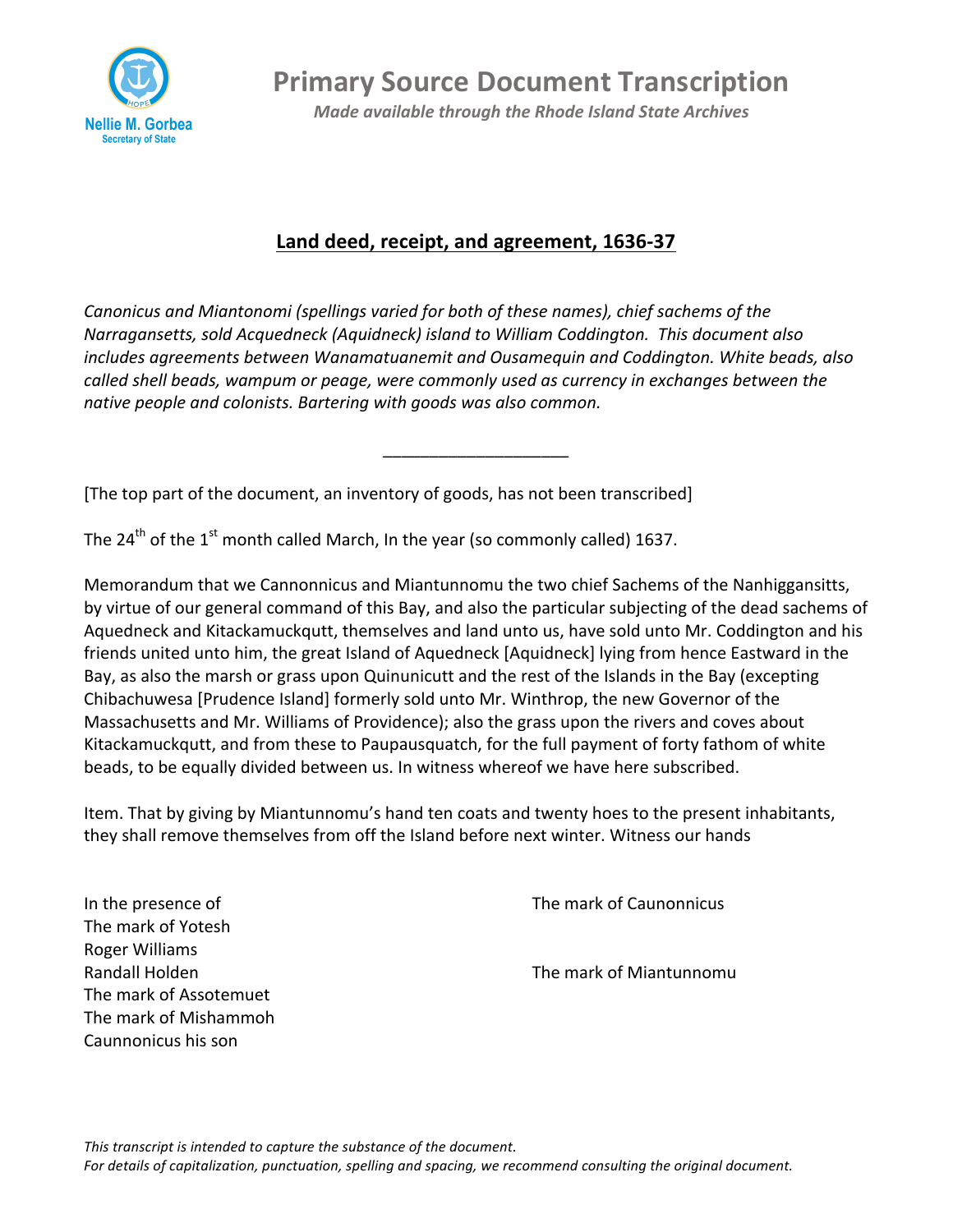# Primary Source Document Transcription

*Made available through the Rhode Island State Archives*

## Land deed, receipt, and agreement, 1636-37

*Canonicus and Miantonomi (spellings varied for both of these names), chief sachems of the Narragansetts, sold Acquedneck (Aquidneck) island to William Coddington. This document also includes agreements between Wanamatuanemit and Ousamequin and Coddington. White beads, also called shell beads, wampum or peage, were commonly used as currency in exchanges between the native people and colonists. Bartering with goods was also common.*

---

[The top part of the document, an inventory of goods, has not been transcribed]

The 24th of the 1st month called March, In the year (so commonly called) 1637.

Memorandum that we Cannonnicus and Miantunnomu the two chief Sachems of the Nanhiggansitts, by virtue of our general command of this Bay, and also the particular subjecting of the dead sachems of Aquedneck and Kitackamuckqutt, themselves and land unto us, have sold unto Mr. Coddington and his friends united unto him, the great Island of Aquedneck [Aquidneck] lying from hence Eastward in the Bay, as also the marsh or grass upon Quinunicutt and the rest of the Islands in the Bay (excepting Chibachuwesa [Prudence Island] formerly sold unto Mr. Winthrop, the new Governor of the Massachusetts and Mr. Williams of Providence); also the grass upon the rivers and coves about Kitackamuckqutt, and from these to Paupausquatch, for the full payment of forty fathom of white beads, to be equally divided between us. In witness whereof we have here subscribed.

Item. That by giving by Miantunnomu's hand ten coats and twenty hoes to the present inhabitants, they shall remove themselves from off the Island before next winter. Witness our hands

The mark of Caunonnicus

The mark of Miantunnomu

In the presence of
The mark of Yotesh
Roger Williams
Randall Holden
The mark of Assotemuet
The mark of Mishammoh
Caunnonicus his son

*This transcript is intended to capture the substance of the document.*
*For details of capitalization, punctuation, spelling and spacing, we recommend consulting the original document.*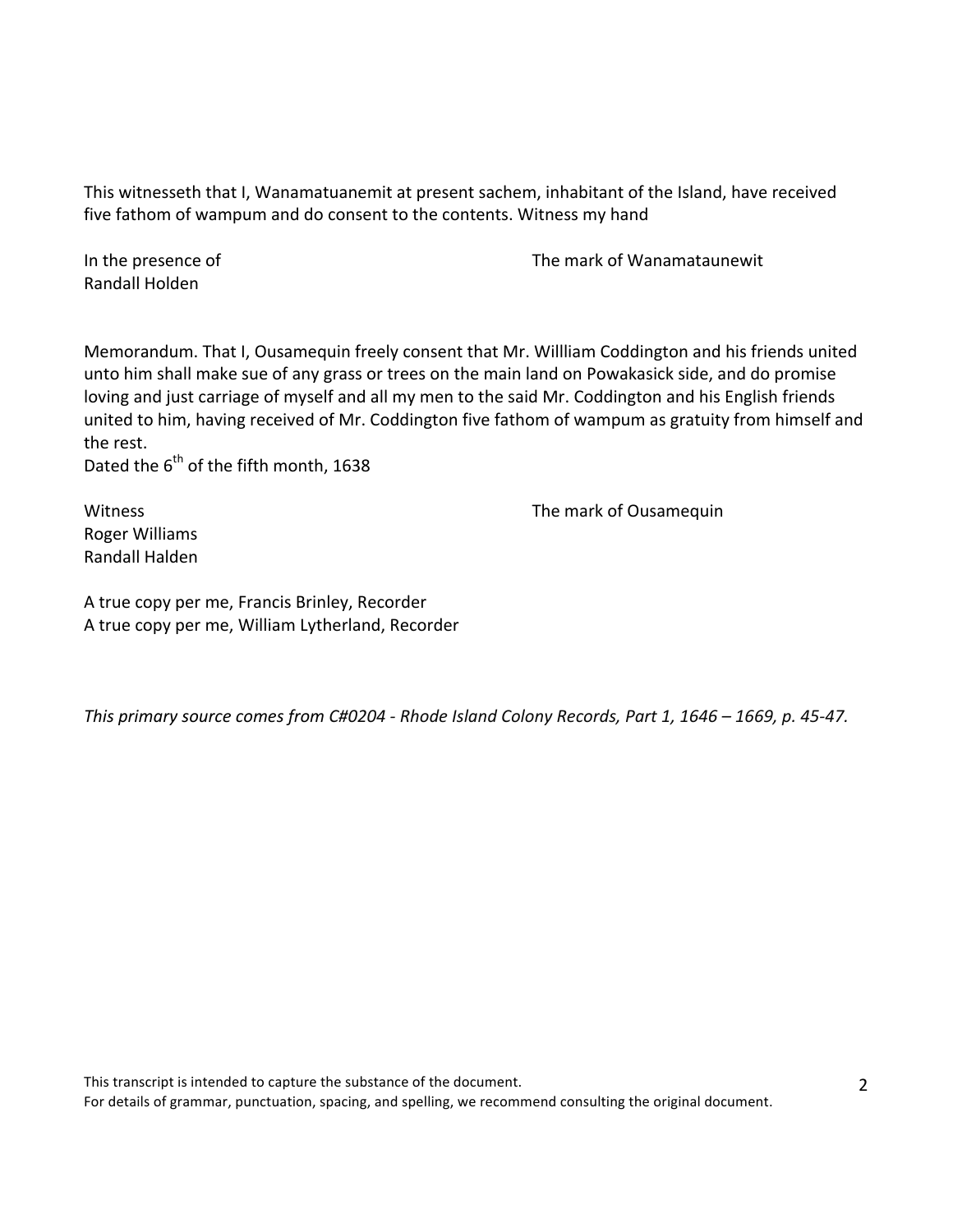This witnesseth that I, Wanamatuanemit at present sachem, inhabitant of the Island, have received five fathom of wampum and do consent to the contents. Witness my hand

In the presence of
Randall Holden

The mark of Wanamataunewit

Memorandum. That I, Ousamequin freely consent that Mr. Willliam Coddington and his friends united unto him shall make sue of any grass or trees on the main land on Powakasick side, and do promise loving and just carriage of myself and all my men to the said Mr. Coddington and his English friends united to him, having received of Mr. Coddington five fathom of wampum as gratuity from himself and the rest.
Dated the 6th of the fifth month, 1638

Witness
Roger Williams
Randall Halden

The mark of Ousamequin

A true copy per me, Francis Brinley, Recorder
A true copy per me, William Lytherland, Recorder

*This primary source comes from C#0204 - Rhode Island Colony Records, Part 1, 1646 – 1669, p. 45-47.*

This transcript is intended to capture the substance of the document.
For details of grammar, punctuation, spacing, and spelling, we recommend consulting the original document.